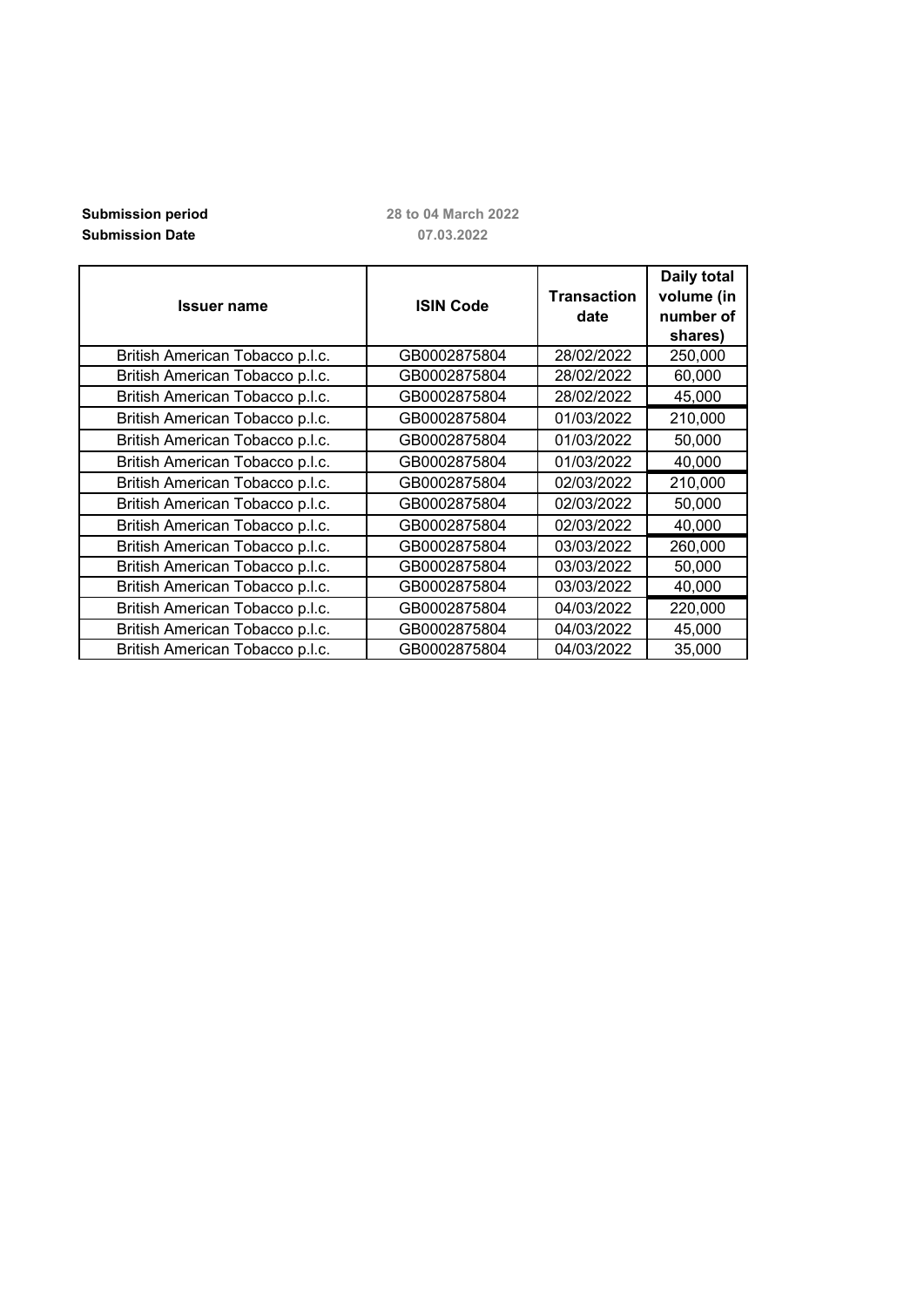**Submission period** 28 to 04 March 2022

**Submission Date** 07.03.2022

| Issuer name | ISIN Code | Transaction date | Daily total volume (in number of shares) |
|---|---|---|---|
| British American Tobacco p.l.c. | GB0002875804 | 28/02/2022 | 250,000 |
| British American Tobacco p.l.c. | GB0002875804 | 28/02/2022 | 60,000 |
| British American Tobacco p.l.c. | GB0002875804 | 28/02/2022 | 45,000 |
| British American Tobacco p.l.c. | GB0002875804 | 01/03/2022 | 210,000 |
| British American Tobacco p.l.c. | GB0002875804 | 01/03/2022 | 50,000 |
| British American Tobacco p.l.c. | GB0002875804 | 01/03/2022 | 40,000 |
| British American Tobacco p.l.c. | GB0002875804 | 02/03/2022 | 210,000 |
| British American Tobacco p.l.c. | GB0002875804 | 02/03/2022 | 50,000 |
| British American Tobacco p.l.c. | GB0002875804 | 02/03/2022 | 40,000 |
| British American Tobacco p.l.c. | GB0002875804 | 03/03/2022 | 260,000 |
| British American Tobacco p.l.c. | GB0002875804 | 03/03/2022 | 50,000 |
| British American Tobacco p.l.c. | GB0002875804 | 03/03/2022 | 40,000 |
| British American Tobacco p.l.c. | GB0002875804 | 04/03/2022 | 220,000 |
| British American Tobacco p.l.c. | GB0002875804 | 04/03/2022 | 45,000 |
| British American Tobacco p.l.c. | GB0002875804 | 04/03/2022 | 35,000 |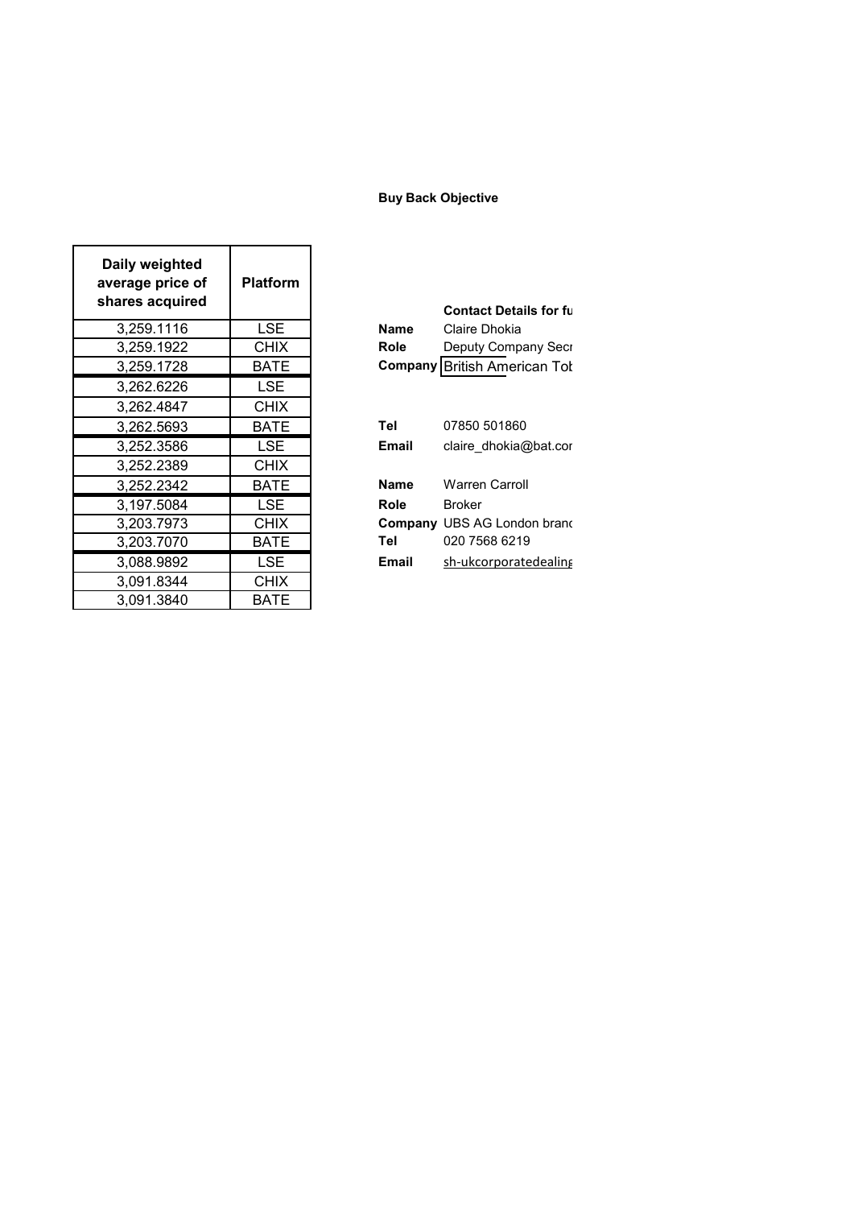**Buy Back Objective**

| Daily weighted average price of shares acquired | Platform |
|---|---|
| 3,259.1116 | LSE |
| 3,259.1922 | CHIX |
| 3,259.1728 | BATE |
| 3,262.6226 | LSE |
| 3,262.4847 | CHIX |
| 3,262.5693 | BATE |
| 3,252.3586 | LSE |
| 3,252.2389 | CHIX |
| 3,252.2342 | BATE |
| 3,197.5084 | LSE |
| 3,203.7973 | CHIX |
| 3,203.7070 | BATE |
| 3,088.9892 | LSE |
| 3,091.8344 | CHIX |
| 3,091.3840 | BATE |

**Contact Details for fu**

**Name** Claire Dhokia
**Role** Deputy Company Secr
**Company** British American Tob

**Tel** 07850 501860
**Email** claire_dhokia@bat.cor

**Name** Warren Carroll
**Role** Broker
**Company** UBS AG London branc
**Tel** 020 7568 6219
**Email** sh-ukcorporatedealing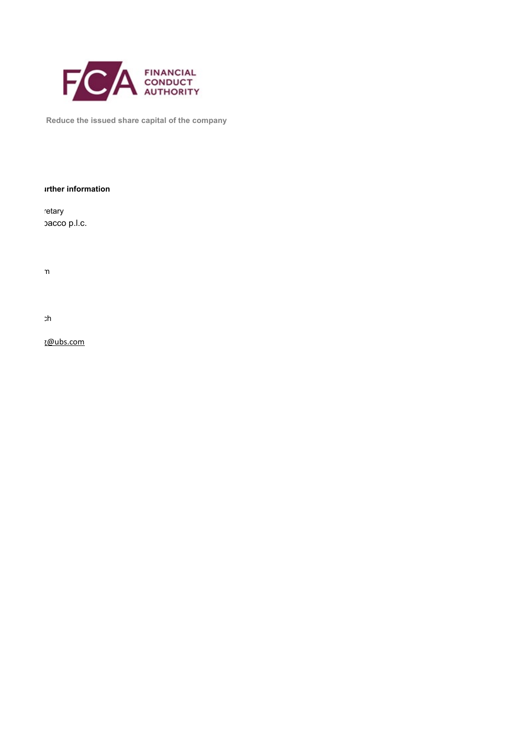Reduce the issued share capital of the company

**ırther information**

retary
ɔacco p.l.c.

n

ch

[@ubs.com](mailto:@ubs.com)